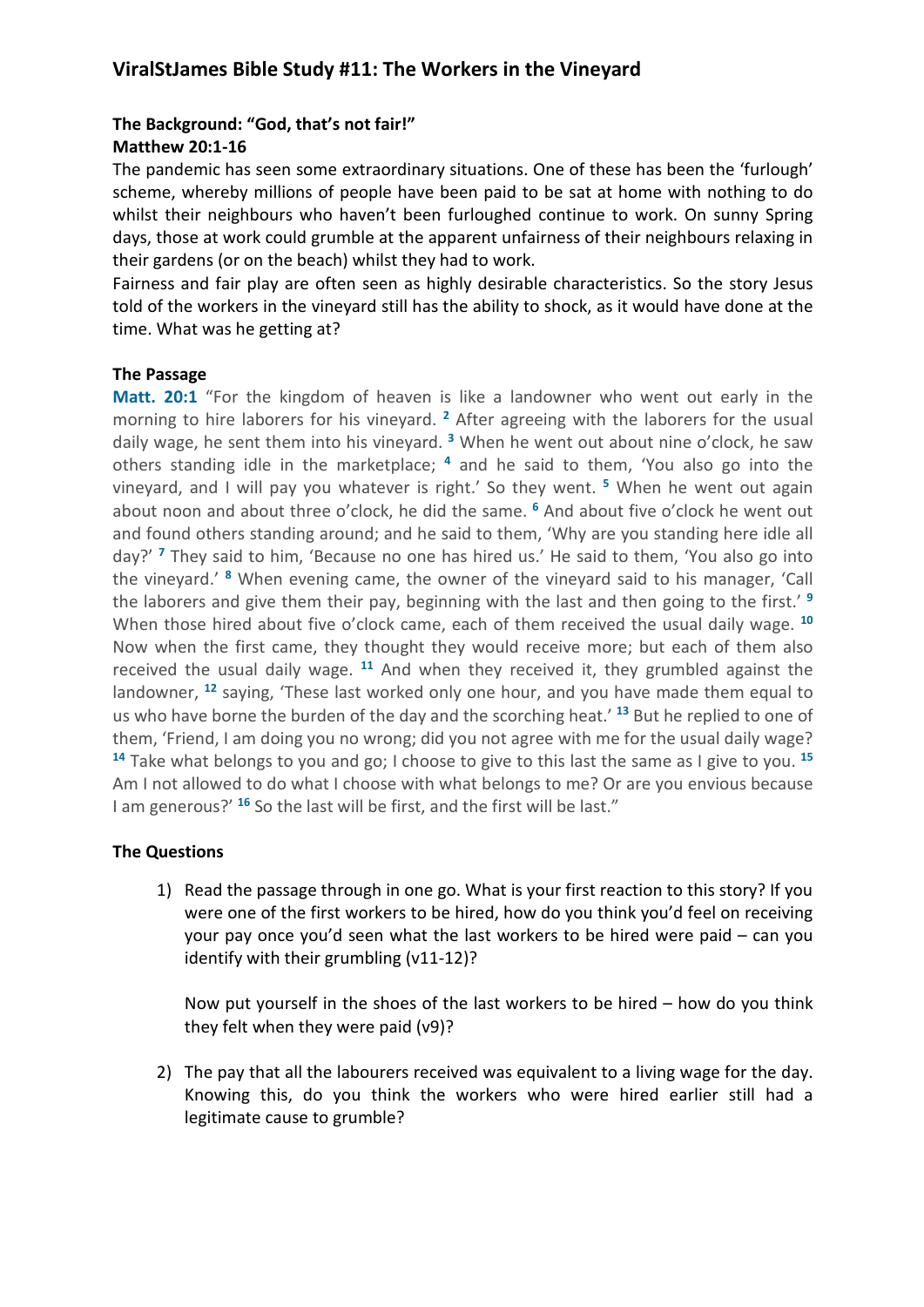# ViralStJames Bible Study #11: The Workers in the Vineyard

**The Background: "God, that's not fair!"**
**Matthew 20:1-16**

The pandemic has seen some extraordinary situations. One of these has been the 'furlough' scheme, whereby millions of people have been paid to be sat at home with nothing to do whilst their neighbours who haven't been furloughed continue to work. On sunny Spring days, those at work could grumble at the apparent unfairness of their neighbours relaxing in their gardens (or on the beach) whilst they had to work.

Fairness and fair play are often seen as highly desirable characteristics. So the story Jesus told of the workers in the vineyard still has the ability to shock, as it would have done at the time. What was he getting at?

**The Passage**

**Matt. 20:1** "For the kingdom of heaven is like a landowner who went out early in the morning to hire laborers for his vineyard. [2] After agreeing with the laborers for the usual daily wage, he sent them into his vineyard. [3] When he went out about nine o'clock, he saw others standing idle in the marketplace; [4] and he said to them, 'You also go into the vineyard, and I will pay you whatever is right.' So they went. [5] When he went out again about noon and about three o'clock, he did the same. [6] And about five o'clock he went out and found others standing around; and he said to them, 'Why are you standing here idle all day?' [7] They said to him, 'Because no one has hired us.' He said to them, 'You also go into the vineyard.' [8] When evening came, the owner of the vineyard said to his manager, 'Call the laborers and give them their pay, beginning with the last and then going to the first.' [9] When those hired about five o'clock came, each of them received the usual daily wage. [10] Now when the first came, they thought they would receive more; but each of them also received the usual daily wage. [11] And when they received it, they grumbled against the landowner, [12] saying, 'These last worked only one hour, and you have made them equal to us who have borne the burden of the day and the scorching heat.' [13] But he replied to one of them, 'Friend, I am doing you no wrong; did you not agree with me for the usual daily wage? [14] Take what belongs to you and go; I choose to give to this last the same as I give to you. [15] Am I not allowed to do what I choose with what belongs to me? Or are you envious because I am generous?' [16] So the last will be first, and the first will be last."

**The Questions**

1) Read the passage through in one go. What is your first reaction to this story? If you were one of the first workers to be hired, how do you think you'd feel on receiving your pay once you'd seen what the last workers to be hired were paid – can you identify with their grumbling (v11-12)?

   Now put yourself in the shoes of the last workers to be hired – how do you think they felt when they were paid (v9)?

2) The pay that all the labourers received was equivalent to a living wage for the day. Knowing this, do you think the workers who were hired earlier still had a legitimate cause to grumble?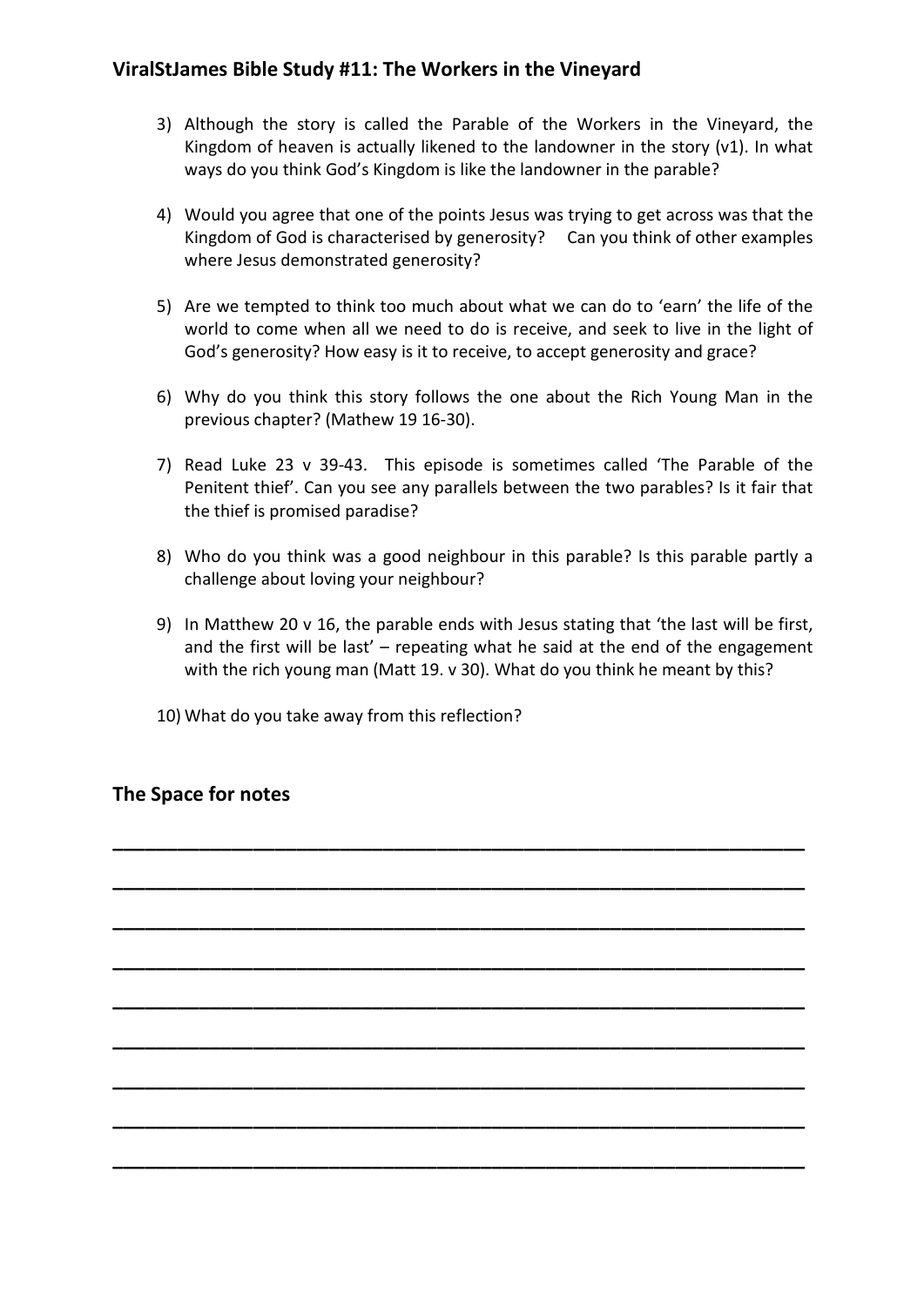## ViralStJames Bible Study #11: The Workers in the Vineyard

3) Although the story is called the Parable of the Workers in the Vineyard, the Kingdom of heaven is actually likened to the landowner in the story (v1). In what ways do you think God's Kingdom is like the landowner in the parable?

4) Would you agree that one of the points Jesus was trying to get across was that the Kingdom of God is characterised by generosity? Can you think of other examples where Jesus demonstrated generosity?

5) Are we tempted to think too much about what we can do to 'earn' the life of the world to come when all we need to do is receive, and seek to live in the light of God's generosity? How easy is it to receive, to accept generosity and grace?

6) Why do you think this story follows the one about the Rich Young Man in the previous chapter? (Mathew 19 16-30).

7) Read Luke 23 v 39-43. This episode is sometimes called 'The Parable of the Penitent thief'. Can you see any parallels between the two parables? Is it fair that the thief is promised paradise?

8) Who do you think was a good neighbour in this parable? Is this parable partly a challenge about loving your neighbour?

9) In Matthew 20 v 16, the parable ends with Jesus stating that 'the last will be first, and the first will be last' – repeating what he said at the end of the engagement with the rich young man (Matt 19. v 30). What do you think he meant by this?

10) What do you take away from this reflection?

## The Space for notes

___________________________________________________________________

___________________________________________________________________

___________________________________________________________________

___________________________________________________________________

___________________________________________________________________

___________________________________________________________________

___________________________________________________________________

___________________________________________________________________

___________________________________________________________________